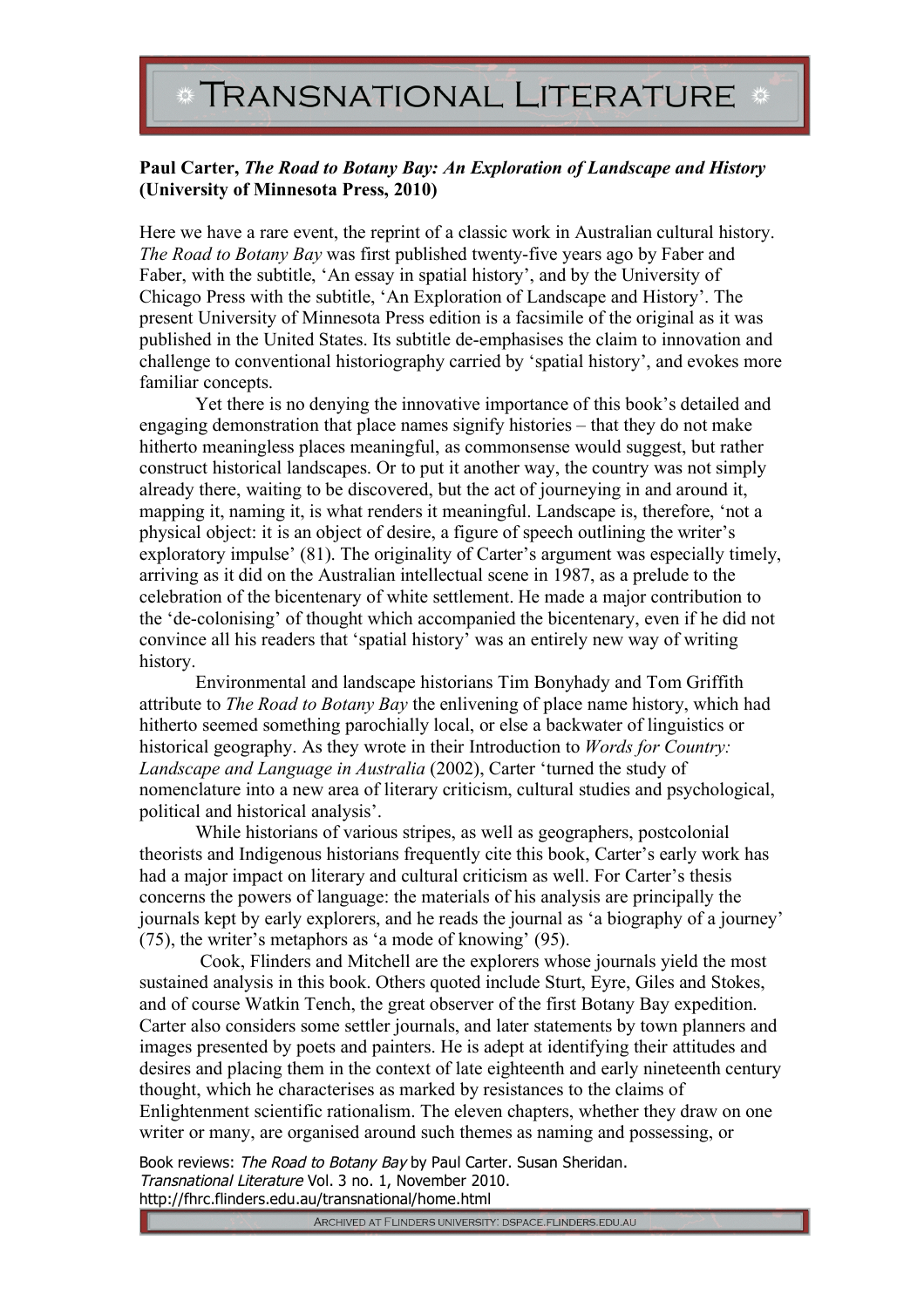**Paul Carter, *The Road to Botany Bay: An Exploration of Landscape and History* (University of Minnesota Press, 2010)**

Here we have a rare event, the reprint of a classic work in Australian cultural history. *The Road to Botany Bay* was first published twenty-five years ago by Faber and Faber, with the subtitle, 'An essay in spatial history', and by the University of Chicago Press with the subtitle, 'An Exploration of Landscape and History'. The present University of Minnesota Press edition is a facsimile of the original as it was published in the United States. Its subtitle de-emphasises the claim to innovation and challenge to conventional historiography carried by 'spatial history', and evokes more familiar concepts.

Yet there is no denying the innovative importance of this book's detailed and engaging demonstration that place names signify histories – that they do not make hitherto meaningless places meaningful, as commonsense would suggest, but rather construct historical landscapes. Or to put it another way, the country was not simply already there, waiting to be discovered, but the act of journeying in and around it, mapping it, naming it, is what renders it meaningful. Landscape is, therefore, 'not a physical object: it is an object of desire, a figure of speech outlining the writer's exploratory impulse' (81). The originality of Carter's argument was especially timely, arriving as it did on the Australian intellectual scene in 1987, as a prelude to the celebration of the bicentenary of white settlement. He made a major contribution to the 'de-colonising' of thought which accompanied the bicentenary, even if he did not convince all his readers that 'spatial history' was an entirely new way of writing history.

Environmental and landscape historians Tim Bonyhady and Tom Griffith attribute to *The Road to Botany Bay* the enlivening of place name history, which had hitherto seemed something parochially local, or else a backwater of linguistics or historical geography. As they wrote in their Introduction to *Words for Country: Landscape and Language in Australia* (2002), Carter 'turned the study of nomenclature into a new area of literary criticism, cultural studies and psychological, political and historical analysis'.

While historians of various stripes, as well as geographers, postcolonial theorists and Indigenous historians frequently cite this book, Carter's early work has had a major impact on literary and cultural criticism as well. For Carter's thesis concerns the powers of language: the materials of his analysis are principally the journals kept by early explorers, and he reads the journal as 'a biography of a journey' (75), the writer's metaphors as 'a mode of knowing' (95).

Cook, Flinders and Mitchell are the explorers whose journals yield the most sustained analysis in this book. Others quoted include Sturt, Eyre, Giles and Stokes, and of course Watkin Tench, the great observer of the first Botany Bay expedition. Carter also considers some settler journals, and later statements by town planners and images presented by poets and painters. He is adept at identifying their attitudes and desires and placing them in the context of late eighteenth and early nineteenth century thought, which he characterises as marked by resistances to the claims of Enlightenment scientific rationalism. The eleven chapters, whether they draw on one writer or many, are organised around such themes as naming and possessing, or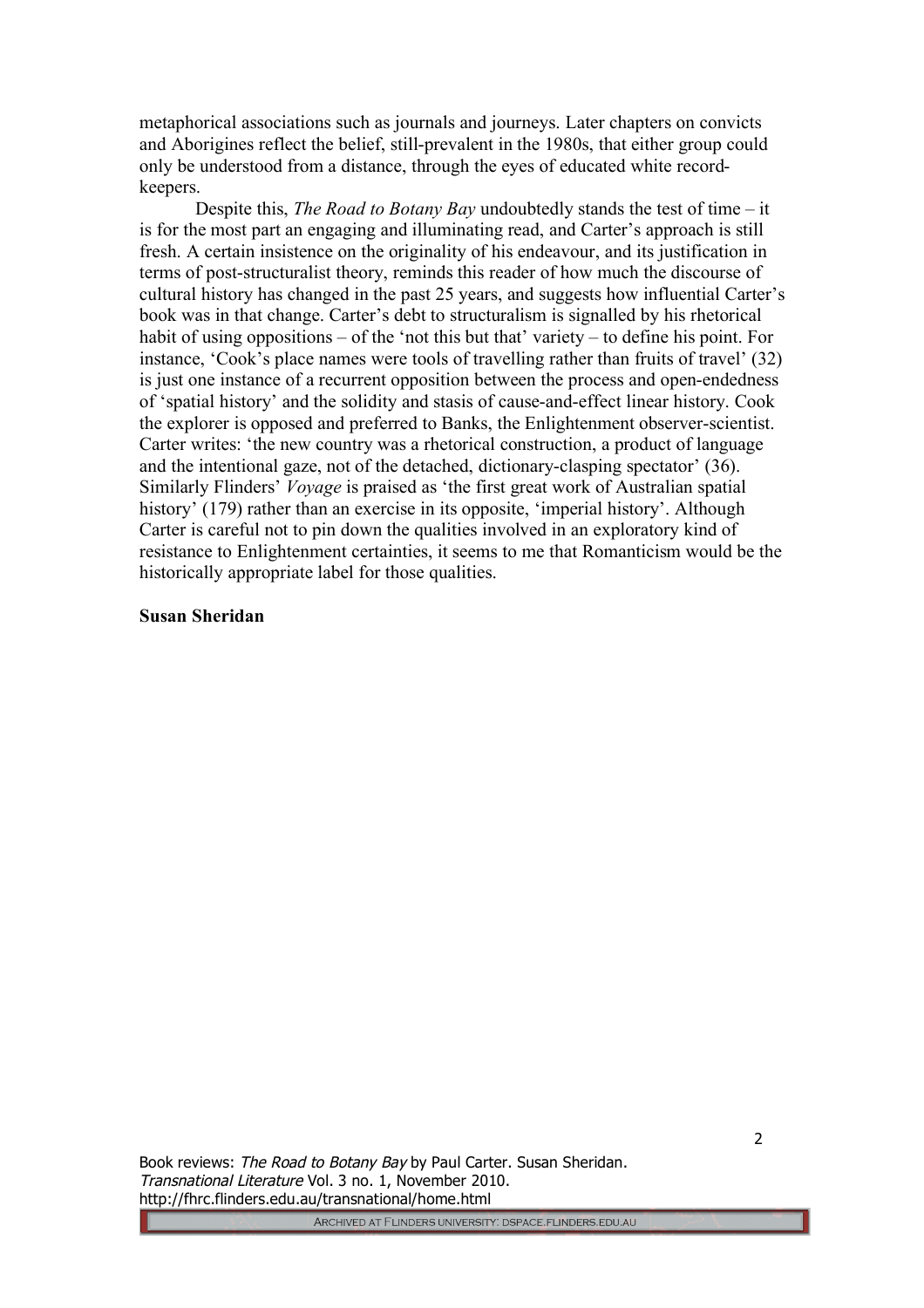metaphorical associations such as journals and journeys. Later chapters on convicts and Aborigines reflect the belief, still-prevalent in the 1980s, that either group could only be understood from a distance, through the eyes of educated white record-keepers.

Despite this, *The Road to Botany Bay* undoubtedly stands the test of time – it is for the most part an engaging and illuminating read, and Carter's approach is still fresh. A certain insistence on the originality of his endeavour, and its justification in terms of post-structuralist theory, reminds this reader of how much the discourse of cultural history has changed in the past 25 years, and suggests how influential Carter's book was in that change. Carter's debt to structuralism is signalled by his rhetorical habit of using oppositions – of the 'not this but that' variety – to define his point. For instance, 'Cook's place names were tools of travelling rather than fruits of travel' (32) is just one instance of a recurrent opposition between the process and open-endedness of 'spatial history' and the solidity and stasis of cause-and-effect linear history. Cook the explorer is opposed and preferred to Banks, the Enlightenment observer-scientist. Carter writes: 'the new country was a rhetorical construction, a product of language and the intentional gaze, not of the detached, dictionary-clasping spectator' (36). Similarly Flinders' *Voyage* is praised as 'the first great work of Australian spatial history' (179) rather than an exercise in its opposite, 'imperial history'. Although Carter is careful not to pin down the qualities involved in an exploratory kind of resistance to Enlightenment certainties, it seems to me that Romanticism would be the historically appropriate label for those qualities.

**Susan Sheridan**